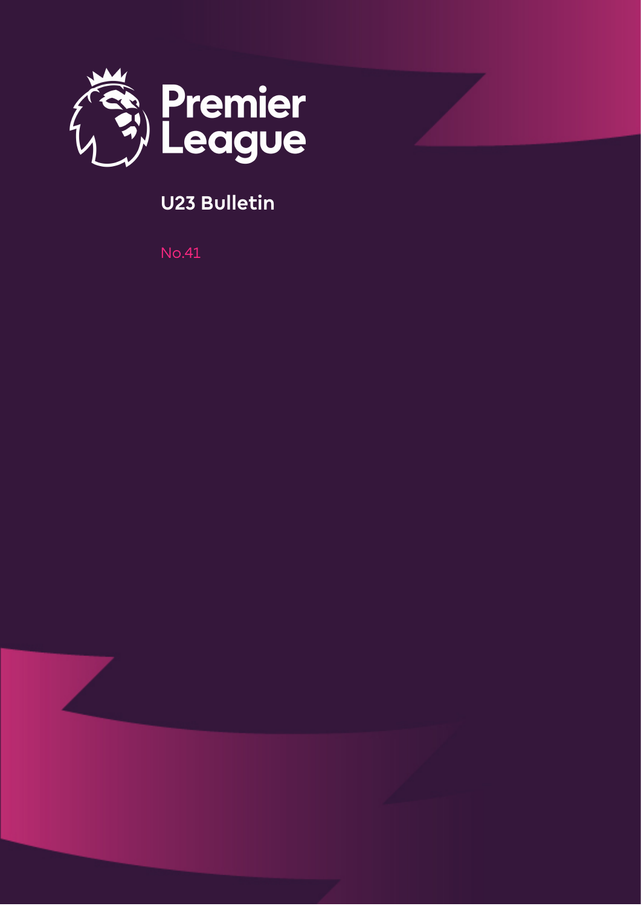Premier League

# U23 Bulletin

No.41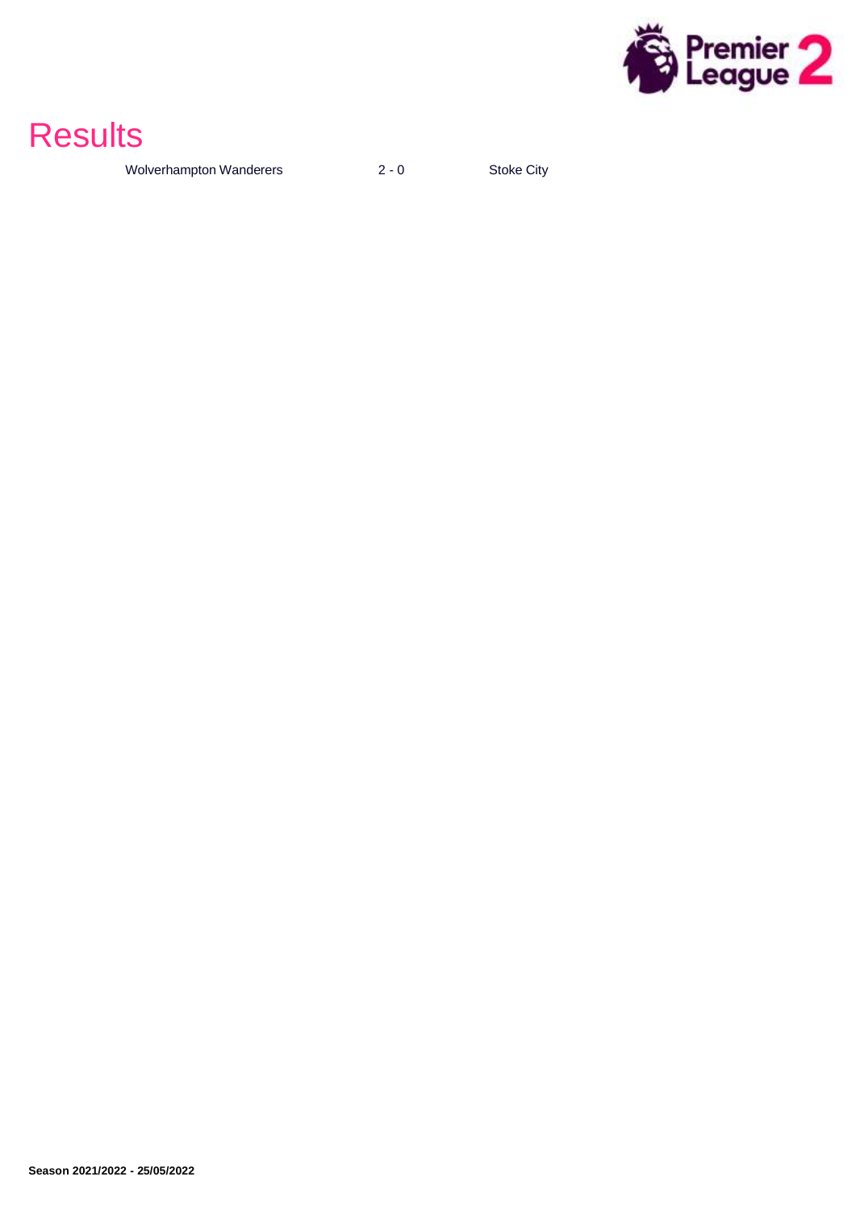# Results

| Wolverhampton Wanderers | 2 - 0 | Stoke City |
|---|---|---|

**Season 2021/2022 - 25/05/2022**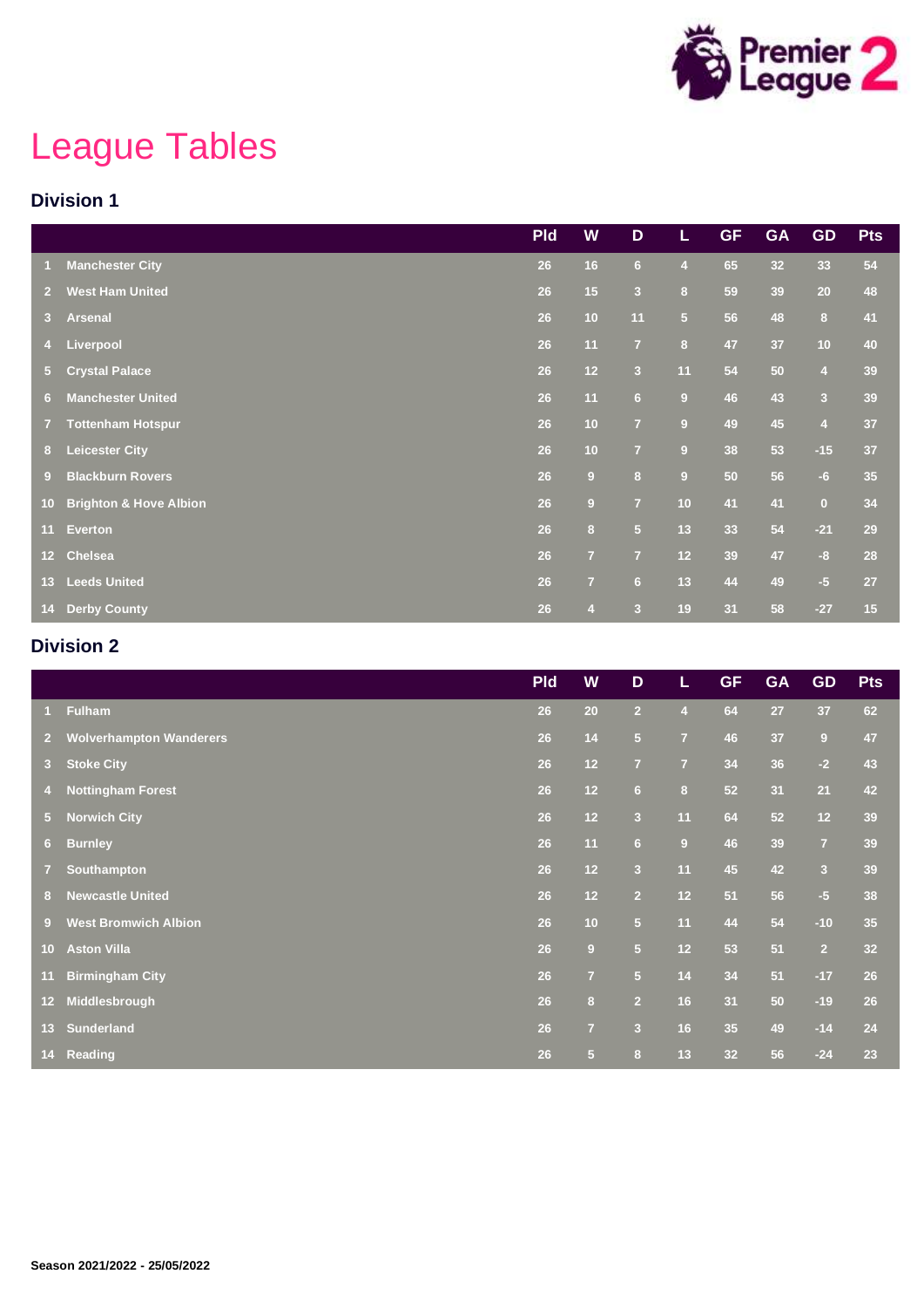# League Tables

## Division 1

| | | Pld | W | D | L | GF | GA | GD | Pts |
|---|---|---|---|---|---|---|---|---|---|
| 1 | Manchester City | 26 | 16 | 6 | 4 | 65 | 32 | 33 | 54 |
| 2 | West Ham United | 26 | 15 | 3 | 8 | 59 | 39 | 20 | 48 |
| 3 | Arsenal | 26 | 10 | 11 | 5 | 56 | 48 | 8 | 41 |
| 4 | Liverpool | 26 | 11 | 7 | 8 | 47 | 37 | 10 | 40 |
| 5 | Crystal Palace | 26 | 12 | 3 | 11 | 54 | 50 | 4 | 39 |
| 6 | Manchester United | 26 | 11 | 6 | 9 | 46 | 43 | 3 | 39 |
| 7 | Tottenham Hotspur | 26 | 10 | 7 | 9 | 49 | 45 | 4 | 37 |
| 8 | Leicester City | 26 | 10 | 7 | 9 | 38 | 53 | -15 | 37 |
| 9 | Blackburn Rovers | 26 | 9 | 8 | 9 | 50 | 56 | -6 | 35 |
| 10 | Brighton & Hove Albion | 26 | 9 | 7 | 10 | 41 | 41 | 0 | 34 |
| 11 | Everton | 26 | 8 | 5 | 13 | 33 | 54 | -21 | 29 |
| 12 | Chelsea | 26 | 7 | 7 | 12 | 39 | 47 | -8 | 28 |
| 13 | Leeds United | 26 | 7 | 6 | 13 | 44 | 49 | -5 | 27 |
| 14 | Derby County | 26 | 4 | 3 | 19 | 31 | 58 | -27 | 15 |

## Division 2

| | | Pld | W | D | L | GF | GA | GD | Pts |
|---|---|---|---|---|---|---|---|---|---|
| 1 | Fulham | 26 | 20 | 2 | 4 | 64 | 27 | 37 | 62 |
| 2 | Wolverhampton Wanderers | 26 | 14 | 5 | 7 | 46 | 37 | 9 | 47 |
| 3 | Stoke City | 26 | 12 | 7 | 7 | 34 | 36 | -2 | 43 |
| 4 | Nottingham Forest | 26 | 12 | 6 | 8 | 52 | 31 | 21 | 42 |
| 5 | Norwich City | 26 | 12 | 3 | 11 | 64 | 52 | 12 | 39 |
| 6 | Burnley | 26 | 11 | 6 | 9 | 46 | 39 | 7 | 39 |
| 7 | Southampton | 26 | 12 | 3 | 11 | 45 | 42 | 3 | 39 |
| 8 | Newcastle United | 26 | 12 | 2 | 12 | 51 | 56 | -5 | 38 |
| 9 | West Bromwich Albion | 26 | 10 | 5 | 11 | 44 | 54 | -10 | 35 |
| 10 | Aston Villa | 26 | 9 | 5 | 12 | 53 | 51 | 2 | 32 |
| 11 | Birmingham City | 26 | 7 | 5 | 14 | 34 | 51 | -17 | 26 |
| 12 | Middlesbrough | 26 | 8 | 2 | 16 | 31 | 50 | -19 | 26 |
| 13 | Sunderland | 26 | 7 | 3 | 16 | 35 | 49 | -14 | 24 |
| 14 | Reading | 26 | 5 | 8 | 13 | 32 | 56 | -24 | 23 |

**Season 2021/2022 - 25/05/2022**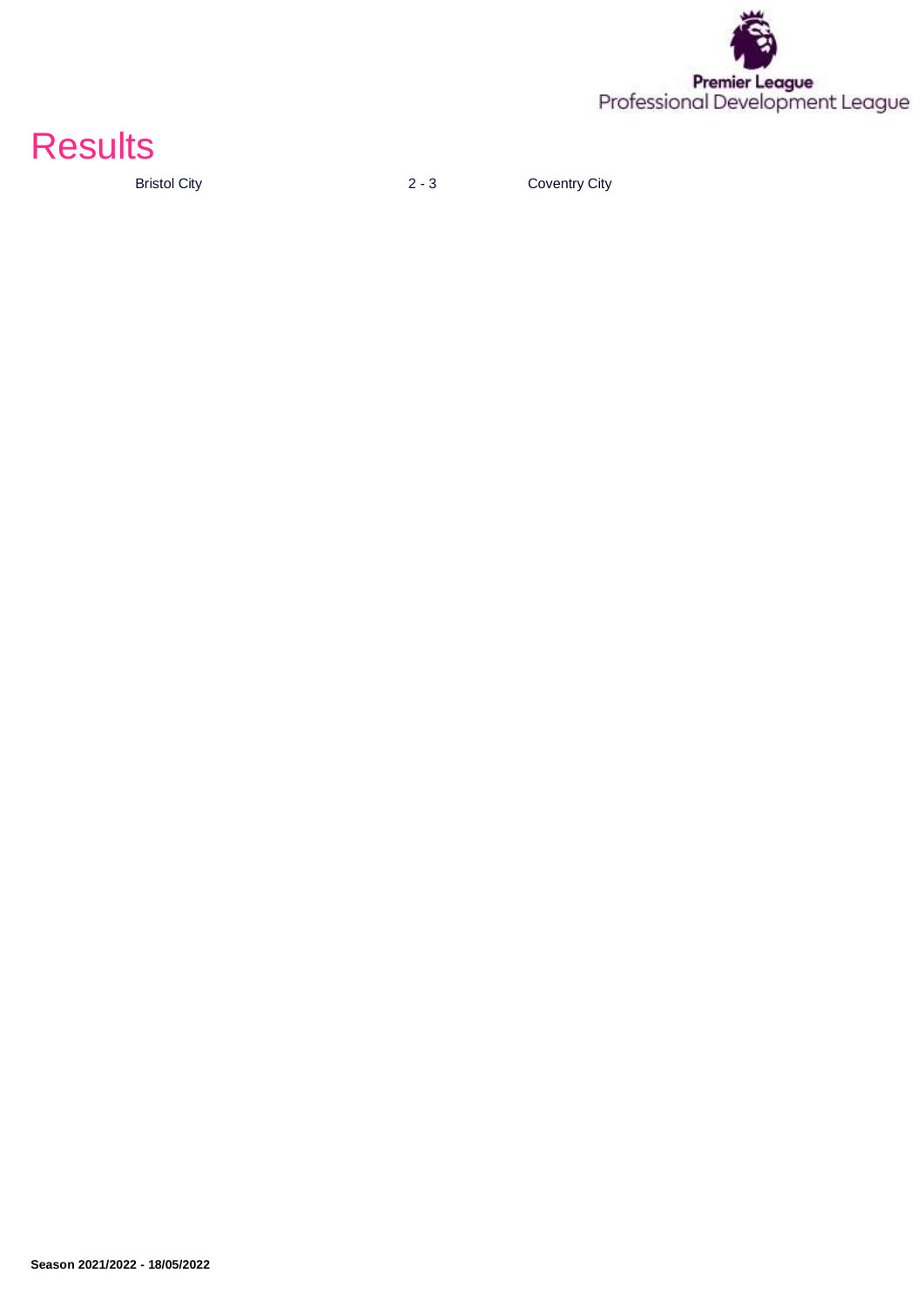# Results

| Bristol City | 2 - 3 | Coventry City |
|---|---|---|

**Season 2021/2022 - 18/05/2022**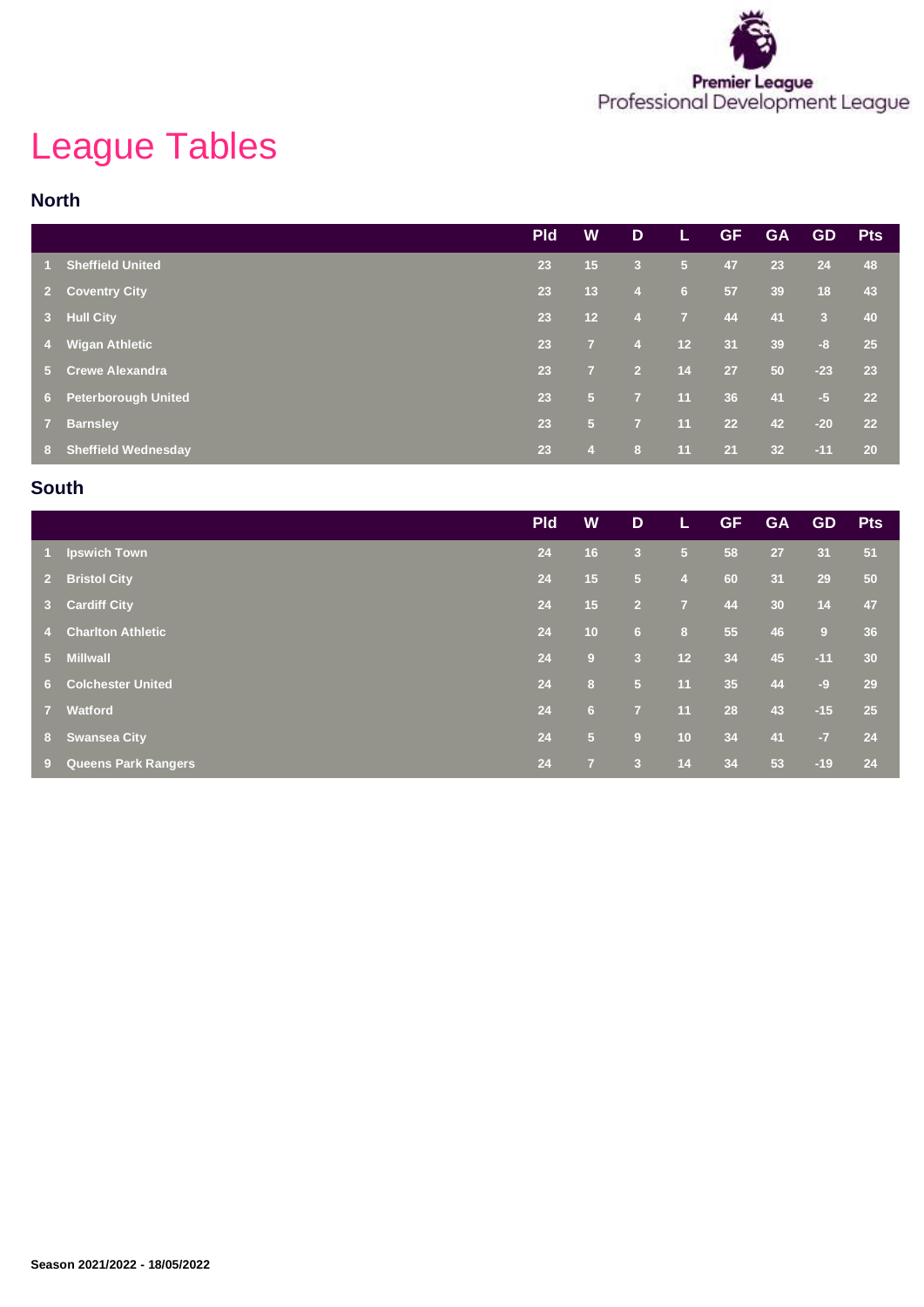# League Tables

## North

| | | Pld | W | D | L | GF | GA | GD | Pts |
|---|---|---|---|---|---|---|---|---|---|
| 1 | Sheffield United | 23 | 15 | 3 | 5 | 47 | 23 | 24 | 48 |
| 2 | Coventry City | 23 | 13 | 4 | 6 | 57 | 39 | 18 | 43 |
| 3 | Hull City | 23 | 12 | 4 | 7 | 44 | 41 | 3 | 40 |
| 4 | Wigan Athletic | 23 | 7 | 4 | 12 | 31 | 39 | -8 | 25 |
| 5 | Crewe Alexandra | 23 | 7 | 2 | 14 | 27 | 50 | -23 | 23 |
| 6 | Peterborough United | 23 | 5 | 7 | 11 | 36 | 41 | -5 | 22 |
| 7 | Barnsley | 23 | 5 | 7 | 11 | 22 | 42 | -20 | 22 |
| 8 | Sheffield Wednesday | 23 | 4 | 8 | 11 | 21 | 32 | -11 | 20 |

## South

| | | Pld | W | D | L | GF | GA | GD | Pts |
|---|---|---|---|---|---|---|---|---|---|
| 1 | Ipswich Town | 24 | 16 | 3 | 5 | 58 | 27 | 31 | 51 |
| 2 | Bristol City | 24 | 15 | 5 | 4 | 60 | 31 | 29 | 50 |
| 3 | Cardiff City | 24 | 15 | 2 | 7 | 44 | 30 | 14 | 47 |
| 4 | Charlton Athletic | 24 | 10 | 6 | 8 | 55 | 46 | 9 | 36 |
| 5 | Millwall | 24 | 9 | 3 | 12 | 34 | 45 | -11 | 30 |
| 6 | Colchester United | 24 | 8 | 5 | 11 | 35 | 44 | -9 | 29 |
| 7 | Watford | 24 | 6 | 7 | 11 | 28 | 43 | -15 | 25 |
| 8 | Swansea City | 24 | 5 | 9 | 10 | 34 | 41 | -7 | 24 |
| 9 | Queens Park Rangers | 24 | 7 | 3 | 14 | 34 | 53 | -19 | 24 |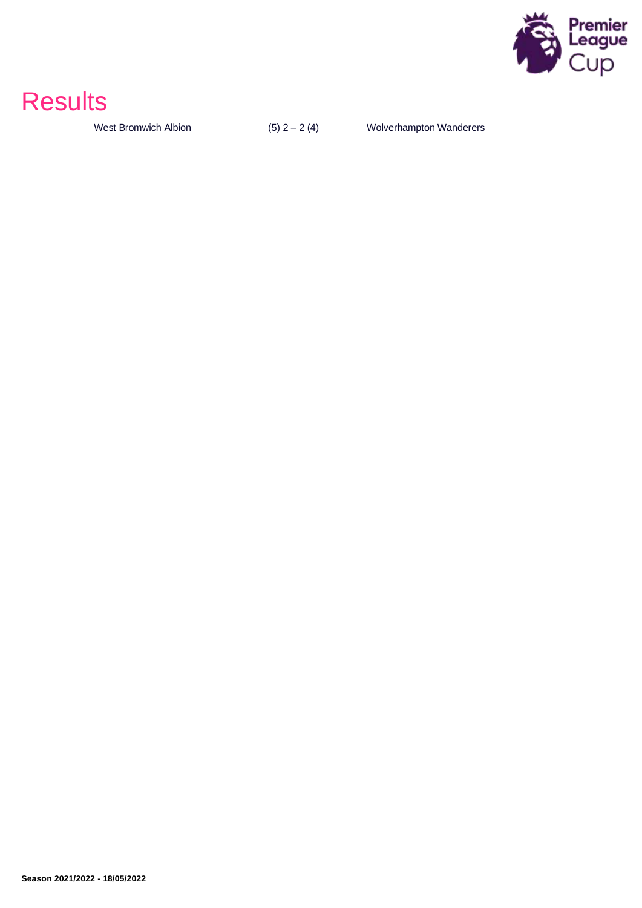# Results

| West Bromwich Albion | (5) 2 – 2 (4) | Wolverhampton Wanderers |
|---|---|---|

**Season 2021/2022 - 18/05/2022**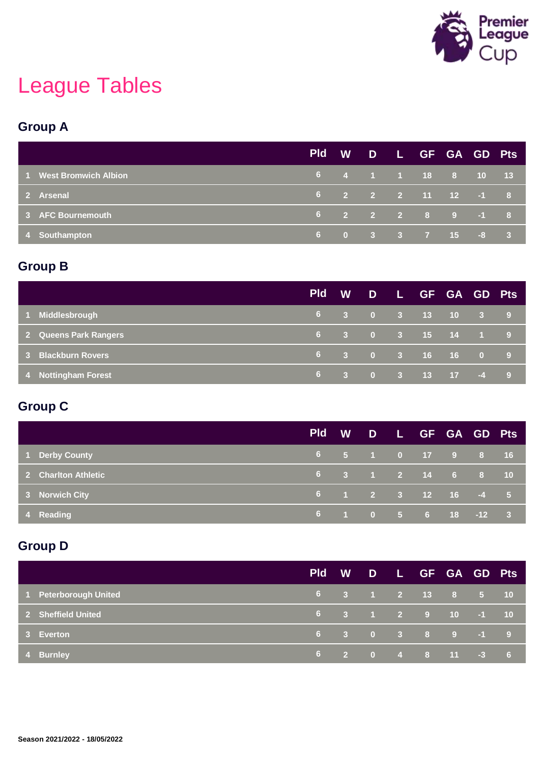# League Tables

## Group A

| | | Pld | W | D | L | GF | GA | GD | Pts |
|---|---|---|---|---|---|---|---|---|---|
| 1 | West Bromwich Albion | 6 | 4 | 1 | 1 | 18 | 8 | 10 | 13 |
| 2 | Arsenal | 6 | 2 | 2 | 2 | 11 | 12 | -1 | 8 |
| 3 | AFC Bournemouth | 6 | 2 | 2 | 2 | 8 | 9 | -1 | 8 |
| 4 | Southampton | 6 | 0 | 3 | 3 | 7 | 15 | -8 | 3 |

## Group B

| | | Pld | W | D | L | GF | GA | GD | Pts |
|---|---|---|---|---|---|---|---|---|---|
| 1 | Middlesbrough | 6 | 3 | 0 | 3 | 13 | 10 | 3 | 9 |
| 2 | Queens Park Rangers | 6 | 3 | 0 | 3 | 15 | 14 | 1 | 9 |
| 3 | Blackburn Rovers | 6 | 3 | 0 | 3 | 16 | 16 | 0 | 9 |
| 4 | Nottingham Forest | 6 | 3 | 0 | 3 | 13 | 17 | -4 | 9 |

## Group C

| | | Pld | W | D | L | GF | GA | GD | Pts |
|---|---|---|---|---|---|---|---|---|---|
| 1 | Derby County | 6 | 5 | 1 | 0 | 17 | 9 | 8 | 16 |
| 2 | Charlton Athletic | 6 | 3 | 1 | 2 | 14 | 6 | 8 | 10 |
| 3 | Norwich City | 6 | 1 | 2 | 3 | 12 | 16 | -4 | 5 |
| 4 | Reading | 6 | 1 | 0 | 5 | 6 | 18 | -12 | 3 |

## Group D

| | | Pld | W | D | L | GF | GA | GD | Pts |
|---|---|---|---|---|---|---|---|---|---|
| 1 | Peterborough United | 6 | 3 | 1 | 2 | 13 | 8 | 5 | 10 |
| 2 | Sheffield United | 6 | 3 | 1 | 2 | 9 | 10 | -1 | 10 |
| 3 | Everton | 6 | 3 | 0 | 3 | 8 | 9 | -1 | 9 |
| 4 | Burnley | 6 | 2 | 0 | 4 | 8 | 11 | -3 | 6 |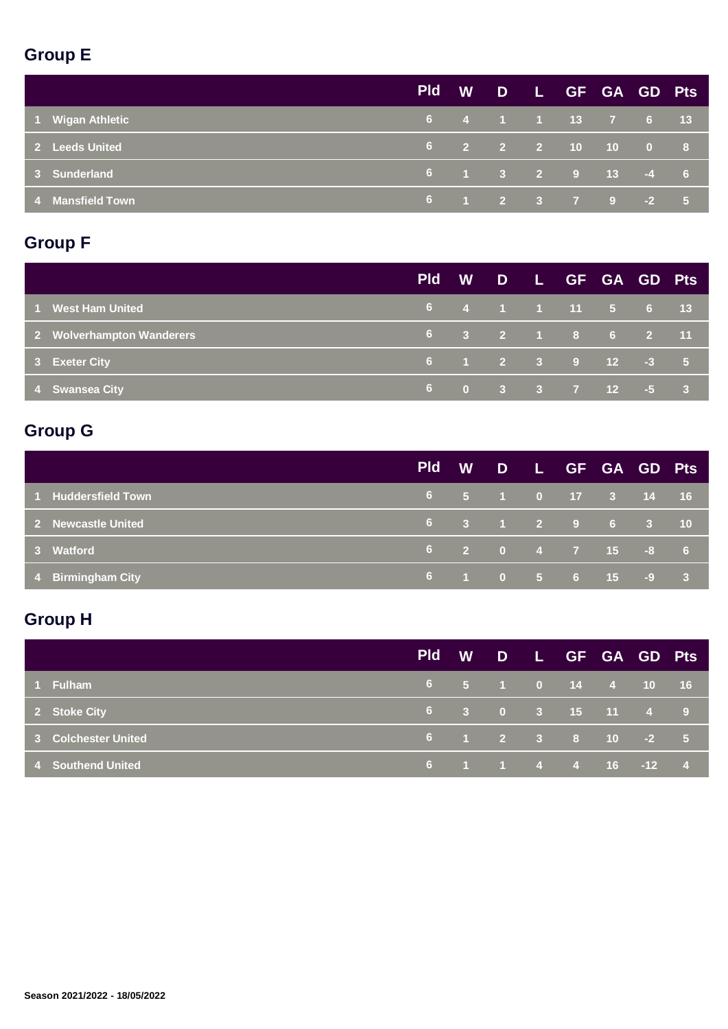## Group E

| | | Pld | W | D | L | GF | GA | GD | Pts |
|---|---|---|---|---|---|---|---|---|---|
| 1 | Wigan Athletic | 6 | 4 | 1 | 1 | 13 | 7 | 6 | 13 |
| 2 | Leeds United | 6 | 2 | 2 | 2 | 10 | 10 | 0 | 8 |
| 3 | Sunderland | 6 | 1 | 3 | 2 | 9 | 13 | -4 | 6 |
| 4 | Mansfield Town | 6 | 1 | 2 | 3 | 7 | 9 | -2 | 5 |

## Group F

| | | Pld | W | D | L | GF | GA | GD | Pts |
|---|---|---|---|---|---|---|---|---|---|
| 1 | West Ham United | 6 | 4 | 1 | 1 | 11 | 5 | 6 | 13 |
| 2 | Wolverhampton Wanderers | 6 | 3 | 2 | 1 | 8 | 6 | 2 | 11 |
| 3 | Exeter City | 6 | 1 | 2 | 3 | 9 | 12 | -3 | 5 |
| 4 | Swansea City | 6 | 0 | 3 | 3 | 7 | 12 | -5 | 3 |

## Group G

| | | Pld | W | D | L | GF | GA | GD | Pts |
|---|---|---|---|---|---|---|---|---|---|
| 1 | Huddersfield Town | 6 | 5 | 1 | 0 | 17 | 3 | 14 | 16 |
| 2 | Newcastle United | 6 | 3 | 1 | 2 | 9 | 6 | 3 | 10 |
| 3 | Watford | 6 | 2 | 0 | 4 | 7 | 15 | -8 | 6 |
| 4 | Birmingham City | 6 | 1 | 0 | 5 | 6 | 15 | -9 | 3 |

## Group H

| | | Pld | W | D | L | GF | GA | GD | Pts |
|---|---|---|---|---|---|---|---|---|---|
| 1 | Fulham | 6 | 5 | 1 | 0 | 14 | 4 | 10 | 16 |
| 2 | Stoke City | 6 | 3 | 0 | 3 | 15 | 11 | 4 | 9 |
| 3 | Colchester United | 6 | 1 | 2 | 3 | 8 | 10 | -2 | 5 |
| 4 | Southend United | 6 | 1 | 1 | 4 | 4 | 16 | -12 | 4 |

**Season 2021/2022 - 18/05/2022**